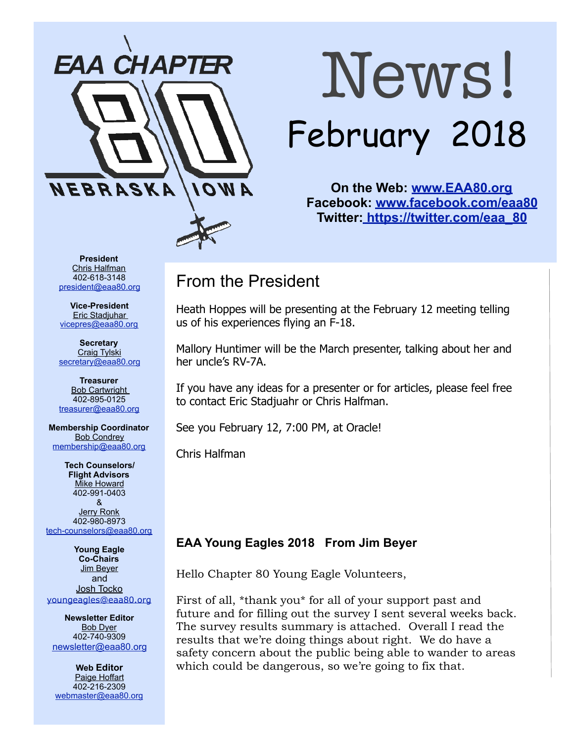EAA CHAPTER 80 NEBRASKA IOWA

# News!

## February 2018

**On the Web: [www.EAA80.org](http://www.EAA80.org)**
**Facebook: [www.facebook.com/eaa80](http://www.facebook.com/eaa80)**
**Twitter: [https://twitter.com/eaa_80](https://twitter.com/eaa_80)**

## From the President

Heath Hoppes will be presenting at the February 12 meeting telling us of his experiences flying an F-18.

Mallory Huntimer will be the March presenter, talking about her and her uncle's RV-7A.

If you have any ideas for a presenter or for articles, please feel free to contact Eric Stadjuahr or Chris Halfman.

See you February 12, 7:00 PM, at Oracle!

Chris Halfman

### EAA Young Eagles 2018 From Jim Beyer

Hello Chapter 80 Young Eagle Volunteers,

First of all, *thank you* for all of your support past and future and for filling out the survey I sent several weeks back. The survey results summary is attached. Overall I read the results that we're doing things about right. We do have a safety concern about the public being able to wander to areas which could be dangerous, so we're going to fix that.

---

**President**
Chris Halfman
402-618-3148
president@eaa80.org

**Vice-President**
Eric Stadjuhar
vicepres@eaa80.org

**Secretary**
Craig Tylski
secretary@eaa80.org

**Treasurer**
Bob Cartwright
402-895-0125
treasurer@eaa80.org

**Membership Coordinator**
Bob Condrey
membership@eaa80.org

**Tech Counselors/ Flight Advisors**
Mike Howard
402-991-0403
&
Jerry Ronk
402-980-8973
tech-counselors@eaa80.org

**Young Eagle Co-Chairs**
Jim Beyer
and
Josh Tocko
youngeagles@eaa80.org

**Newsletter Editor**
Bob Dyer
402-740-9309
newsletter@eaa80.org

**Web Editor**
Paige Hoffart
402-216-2309
webmaster@eaa80.org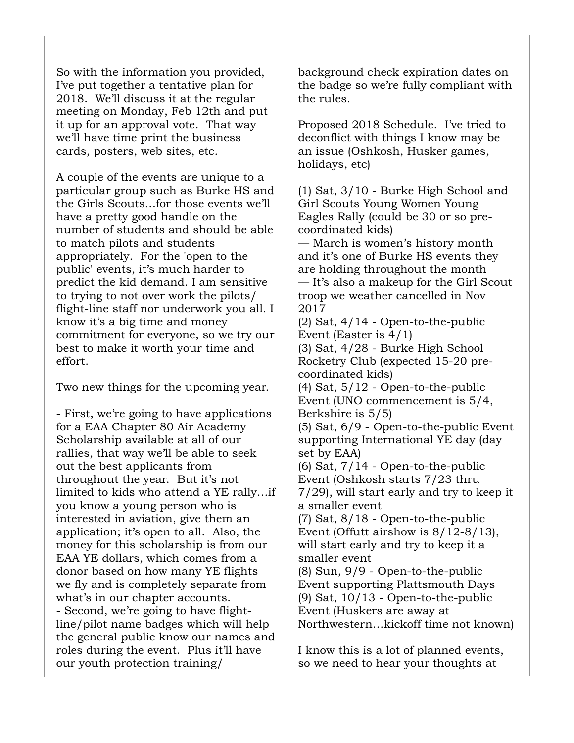So with the information you provided, I've put together a tentative plan for 2018. We'll discuss it at the regular meeting on Monday, Feb 12th and put it up for an approval vote. That way we'll have time print the business cards, posters, web sites, etc.

A couple of the events are unique to a particular group such as Burke HS and the Girls Scouts…for those events we'll have a pretty good handle on the number of students and should be able to match pilots and students appropriately. For the 'open to the public' events, it's much harder to predict the kid demand. I am sensitive to trying to not over work the pilots/ flight-line staff nor underwork you all. I know it's a big time and money commitment for everyone, so we try our best to make it worth your time and effort.

Two new things for the upcoming year.

- First, we're going to have applications for a EAA Chapter 80 Air Academy Scholarship available at all of our rallies, that way we'll be able to seek out the best applicants from throughout the year. But it's not limited to kids who attend a YE rally…if you know a young person who is interested in aviation, give them an application; it's open to all. Also, the money for this scholarship is from our EAA YE dollars, which comes from a donor based on how many YE flights we fly and is completely separate from what's in our chapter accounts.
- Second, we're going to have flight-line/pilot name badges which will help the general public know our names and roles during the event. Plus it'll have our youth protection training/ background check expiration dates on the badge so we're fully compliant with the rules.

Proposed 2018 Schedule. I've tried to deconflict with things I know may be an issue (Oshkosh, Husker games, holidays, etc)

(1) Sat, 3/10 - Burke High School and Girl Scouts Young Women Young Eagles Rally (could be 30 or so pre-coordinated kids)
— March is women's history month and it's one of Burke HS events they are holding throughout the month
— It's also a makeup for the Girl Scout troop we weather cancelled in Nov 2017
(2) Sat, 4/14 - Open-to-the-public Event (Easter is 4/1)
(3) Sat, 4/28 - Burke High School Rocketry Club (expected 15-20 pre-coordinated kids)
(4) Sat, 5/12 - Open-to-the-public Event (UNO commencement is 5/4, Berkshire is 5/5)
(5) Sat, 6/9 - Open-to-the-public Event supporting International YE day (day set by EAA)
(6) Sat, 7/14 - Open-to-the-public Event (Oshkosh starts 7/23 thru 7/29), will start early and try to keep it a smaller event
(7) Sat, 8/18 - Open-to-the-public Event (Offutt airshow is 8/12-8/13), will start early and try to keep it a smaller event
(8) Sun, 9/9 - Open-to-the-public Event supporting Plattsmouth Days
(9) Sat, 10/13 - Open-to-the-public Event (Huskers are away at Northwestern…kickoff time not known)

I know this is a lot of planned events, so we need to hear your thoughts at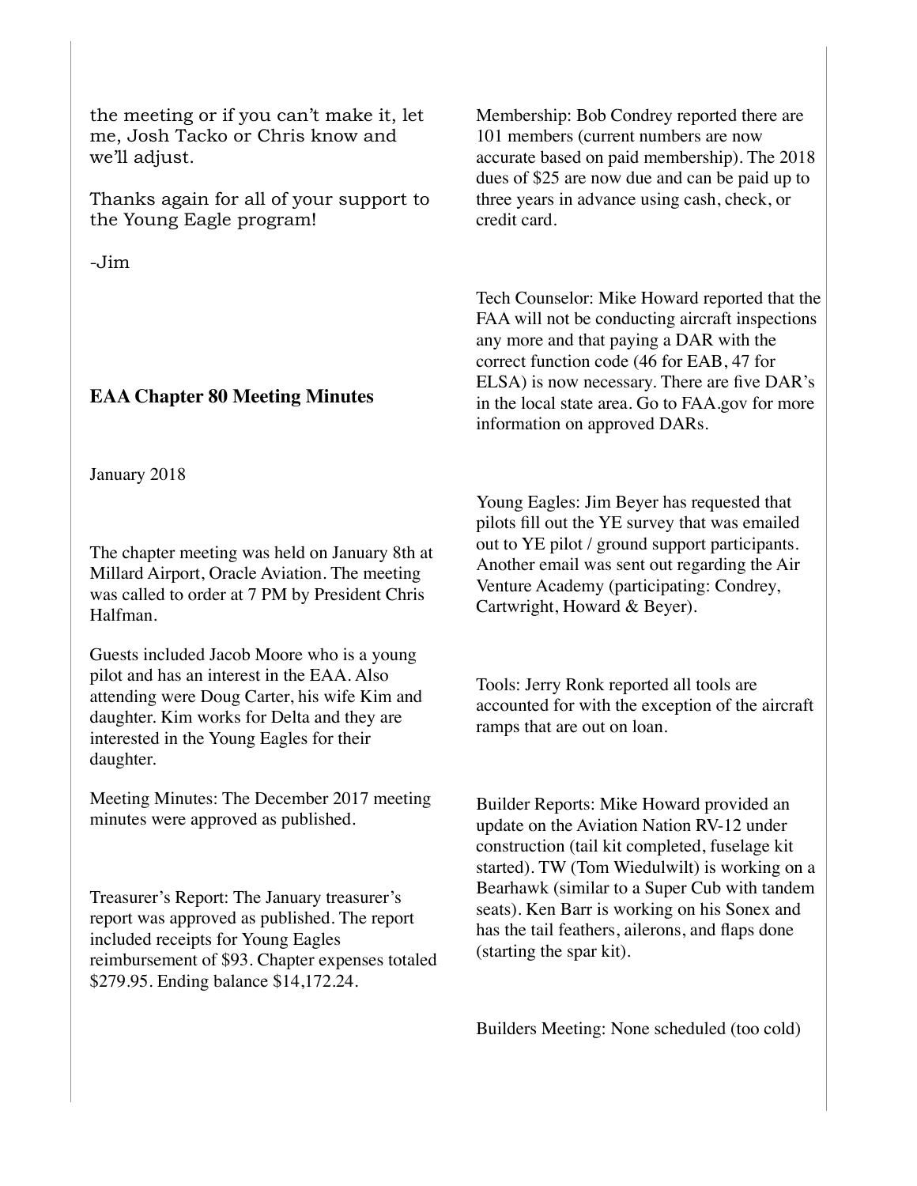the meeting or if you can't make it, let me, Josh Tacko or Chris know and we'll adjust.

Thanks again for all of your support to the Young Eagle program!

-Jim

## EAA Chapter 80 Meeting Minutes

January 2018

The chapter meeting was held on January 8th at Millard Airport, Oracle Aviation. The meeting was called to order at 7 PM by President Chris Halfman.

Guests included Jacob Moore who is a young pilot and has an interest in the EAA. Also attending were Doug Carter, his wife Kim and daughter. Kim works for Delta and they are interested in the Young Eagles for their daughter.

Meeting Minutes: The December 2017 meeting minutes were approved as published.

Treasurer's Report: The January treasurer's report was approved as published. The report included receipts for Young Eagles reimbursement of $93. Chapter expenses totaled $279.95. Ending balance $14,172.24.

Membership: Bob Condrey reported there are 101 members (current numbers are now accurate based on paid membership). The 2018 dues of $25 are now due and can be paid up to three years in advance using cash, check, or credit card.

Tech Counselor: Mike Howard reported that the FAA will not be conducting aircraft inspections any more and that paying a DAR with the correct function code (46 for EAB, 47 for ELSA) is now necessary. There are five DAR's in the local state area. Go to FAA.gov for more information on approved DARs.

Young Eagles: Jim Beyer has requested that pilots fill out the YE survey that was emailed out to YE pilot / ground support participants. Another email was sent out regarding the Air Venture Academy (participating: Condrey, Cartwright, Howard & Beyer).

Tools: Jerry Ronk reported all tools are accounted for with the exception of the aircraft ramps that are out on loan.

Builder Reports: Mike Howard provided an update on the Aviation Nation RV-12 under construction (tail kit completed, fuselage kit started). TW (Tom Wiedulwilt) is working on a Bearhawk (similar to a Super Cub with tandem seats). Ken Barr is working on his Sonex and has the tail feathers, ailerons, and flaps done (starting the spar kit).

Builders Meeting: None scheduled (too cold)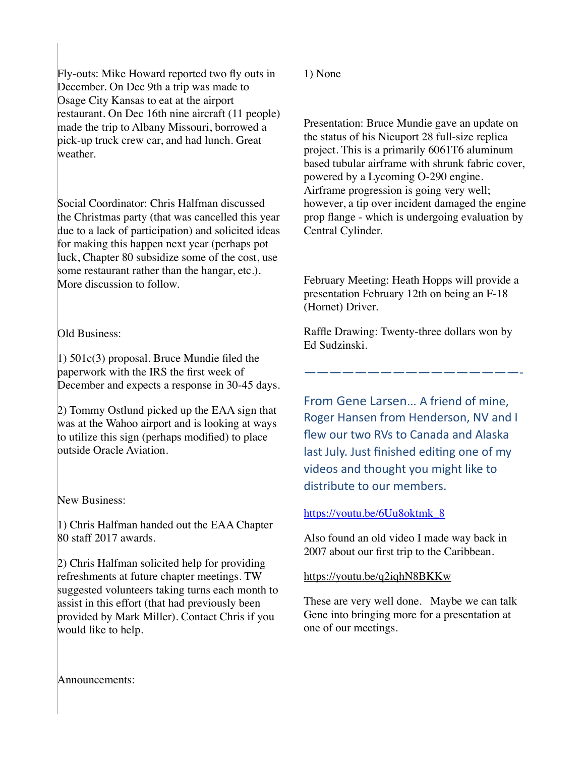Fly-outs: Mike Howard reported two fly outs in December. On Dec 9th a trip was made to Osage City Kansas to eat at the airport restaurant. On Dec 16th nine aircraft (11 people) made the trip to Albany Missouri, borrowed a pick-up truck crew car, and had lunch. Great weather.

Social Coordinator: Chris Halfman discussed the Christmas party (that was cancelled this year due to a lack of participation) and solicited ideas for making this happen next year (perhaps pot luck, Chapter 80 subsidize some of the cost, use some restaurant rather than the hangar, etc.). More discussion to follow.

Old Business:

1) 501c(3) proposal. Bruce Mundie filed the paperwork with the IRS the first week of December and expects a response in 30-45 days.

2) Tommy Ostlund picked up the EAA sign that was at the Wahoo airport and is looking at ways to utilize this sign (perhaps modified) to place outside Oracle Aviation.

New Business:

1) Chris Halfman handed out the EAA Chapter 80 staff 2017 awards.

2) Chris Halfman solicited help for providing refreshments at future chapter meetings. TW suggested volunteers taking turns each month to assist in this effort (that had previously been provided by Mark Miller). Contact Chris if you would like to help.

Announcements:

1) None

Presentation: Bruce Mundie gave an update on the status of his Nieuport 28 full-size replica project. This is a primarily 6061T6 aluminum based tubular airframe with shrunk fabric cover, powered by a Lycoming O-290 engine. Airframe progression is going very well; however, a tip over incident damaged the engine prop flange - which is undergoing evaluation by Central Cylinder.

February Meeting: Heath Hopps will provide a presentation February 12th on being an F-18 (Hornet) Driver.

Raffle Drawing: Twenty-three dollars won by Ed Sudzinski.

—————————————————-

From Gene Larsen… A friend of mine, Roger Hansen from Henderson, NV and I flew our two RVs to Canada and Alaska last July. Just finished editing one of my videos and thought you might like to distribute to our members.

https://youtu.be/6Uu8oktmk_8

Also found an old video I made way back in 2007 about our first trip to the Caribbean.

https://youtu.be/q2iqhN8BKKw

These are very well done. Maybe we can talk Gene into bringing more for a presentation at one of our meetings.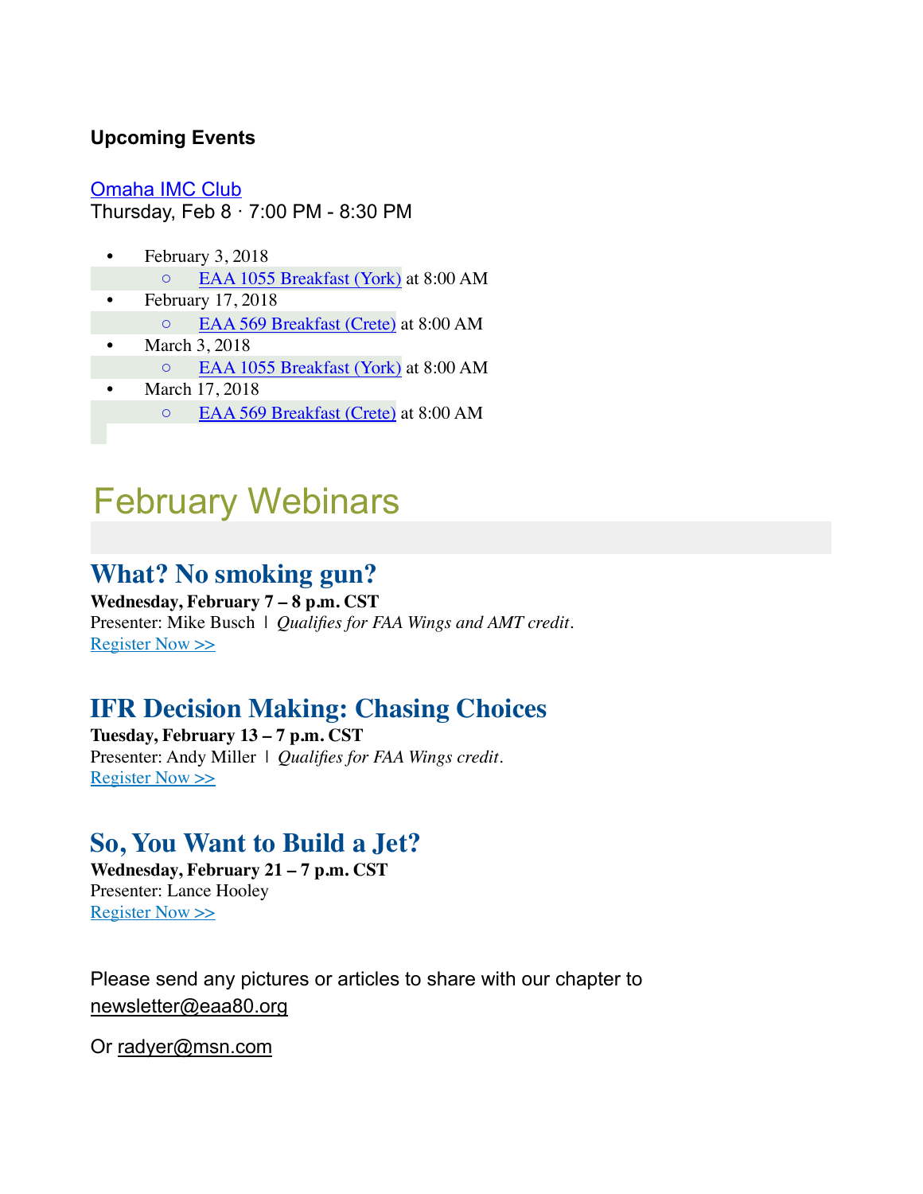### Upcoming Events

[Omaha IMC Club](#)
Thursday, Feb 8 · 7:00 PM - 8:30 PM

- February 3, 2018
  - [EAA 1055 Breakfast (York)](#) at 8:00 AM
- February 17, 2018
  - [EAA 569 Breakfast (Crete)](#) at 8:00 AM
- March 3, 2018
  - [EAA 1055 Breakfast (York)](#) at 8:00 AM
- March 17, 2018
  - [EAA 569 Breakfast (Crete)](#) at 8:00 AM

# February Webinars

## What? No smoking gun?

**Wednesday, February 7 – 8 p.m. CST**
Presenter: Mike Busch | *Qualifies for FAA Wings and AMT credit*.
[Register Now >>](#)

## IFR Decision Making: Chasing Choices

**Tuesday, February 13 – 7 p.m. CST**
Presenter: Andy Miller | *Qualifies for FAA Wings credit*.
[Register Now >>](#)

## So, You Want to Build a Jet?

**Wednesday, February 21 – 7 p.m. CST**
Presenter: Lance Hooley
[Register Now >>](#)

Please send any pictures or articles to share with our chapter to newsletter@eaa80.org

Or radyer@msn.com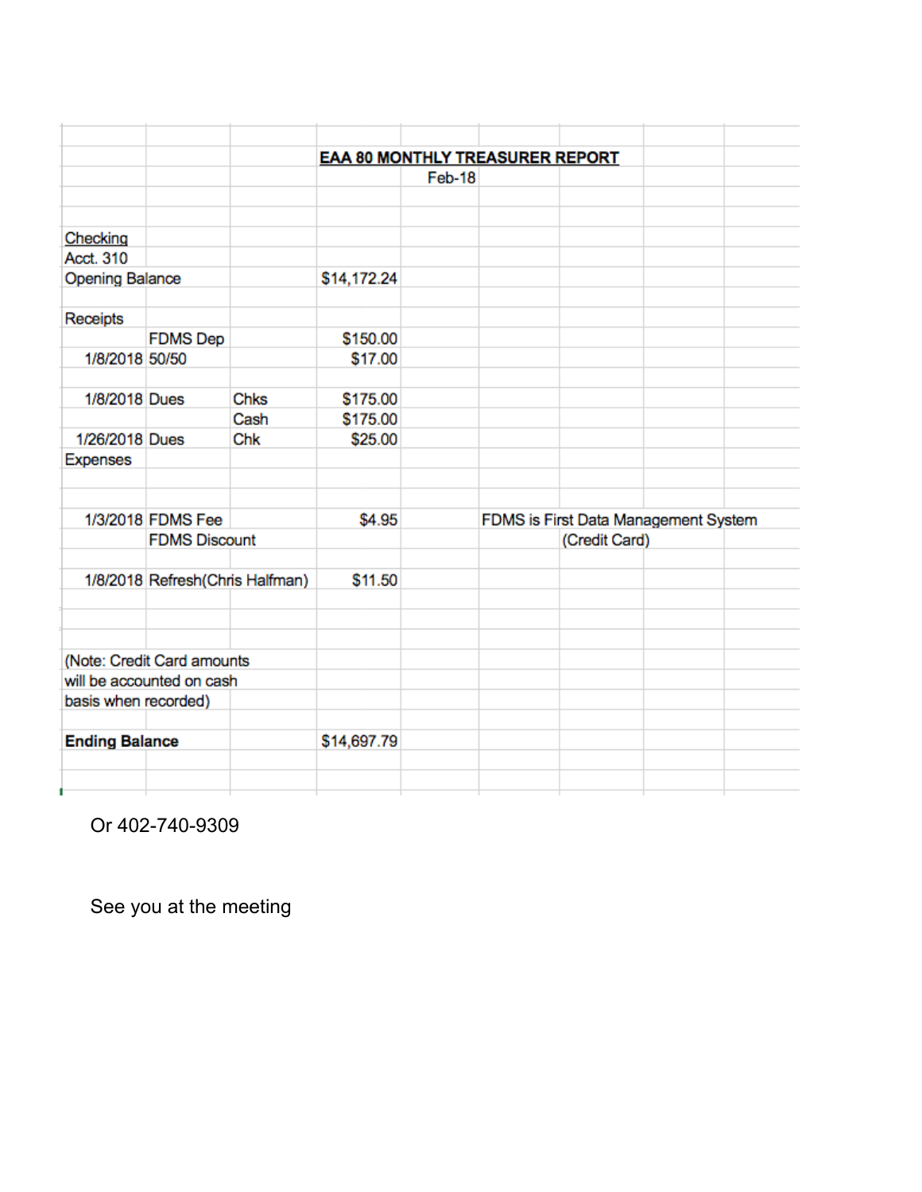## EAA 80 MONTHLY TREASURER REPORT

Feb-18

| | | | | | |
|---|---|---|---|---|---|
| Checking | | | | | |
| Acct. 310 | | | | | |
| Opening Balance | | | $14,172.24 | | |
| | | | | | |
| Receipts | | | | | |
| | FDMS Dep | | $150.00 | | |
| 1/8/2018 | 50/50 | | $17.00 | | |
| | | | | | |
| 1/8/2018 | Dues | Chks | $175.00 | | |
| | | Cash | $175.00 | | |
| 1/26/2018 | Dues | Chk | $25.00 | | |
| Expenses | | | | | |
| | | | | | |
| | | | | | |
| 1/3/2018 | FDMS Fee | | $4.95 | | FDMS is First Data Management System |
| | FDMS Discount | | | | (Credit Card) |
| | | | | | |
| 1/8/2018 | Refresh(Chris Halfman) | | $11.50 | | |
| | | | | | |
| (Note: Credit Card amounts will be accounted on cash basis when recorded) | | | | | |
| | | | | | |
| **Ending Balance** | | | $14,697.79 | | |

Or 402-740-9309

See you at the meeting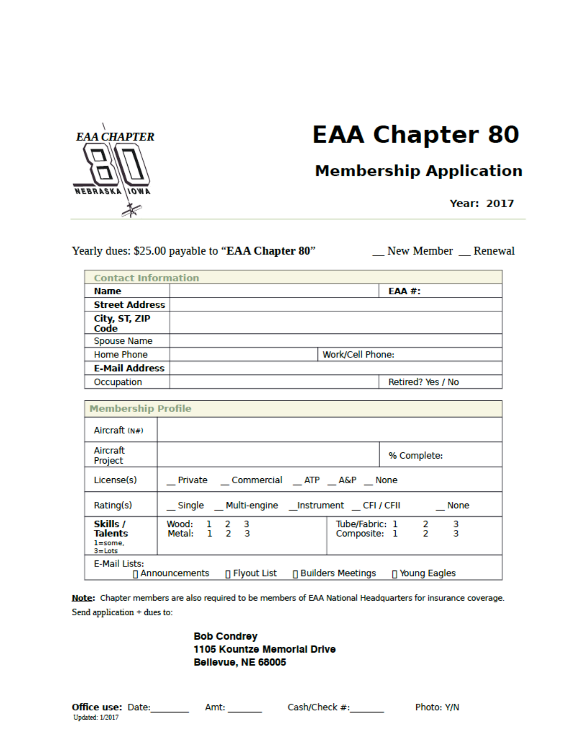EAA CHAPTER 80 NEBRASKA IOWA

# EAA Chapter 80

## Membership Application

**Year: 2017**

Yearly dues: $25.00 payable to **"EAA Chapter 80"** __ New Member __ Renewal

| Contact Information | | | |
|---|---|---|---|
| **Name** | | **EAA #:** | |
| **Street Address** | | | |
| **City, ST, ZIP Code** | | | |
| Spouse Name | | | |
| Home Phone | | Work/Cell Phone: | |
| **E-Mail Address** | | | |
| Occupation | | Retired? Yes / No | |

| Membership Profile | | |
|---|---|---|
| Aircraft (N#) | | |
| Aircraft Project | | % Complete: |
| License(s) | __ Private __ Commercial __ ATP __ A&P __ None | |
| Rating(s) | __ Single __ Multi-engine __Instrument __ CFI / CFII __ None | |
| **Skills / Talents** 1=some, 3=Lots | Wood: 1 2 3<br>Metal: 1 2 3 | Tube/Fabric: 1 2 3<br>Composite: 1 2 3 |
| E-Mail Lists: ▯ Announcements ▯ Flyout List ▯ Builders Meetings ▯ Young Eagles | | |

**Note:** Chapter members are also required to be members of EAA National Headquarters for insurance coverage.

Send application + dues to:

**Bob Condrey**
**1105 Kountze Memorial Drive**
**Bellevue, NE 68005**

**Office use:** Date:________ Amt: ________ Cash/Check #:________ Photo: Y/N

Updated: 1/2017